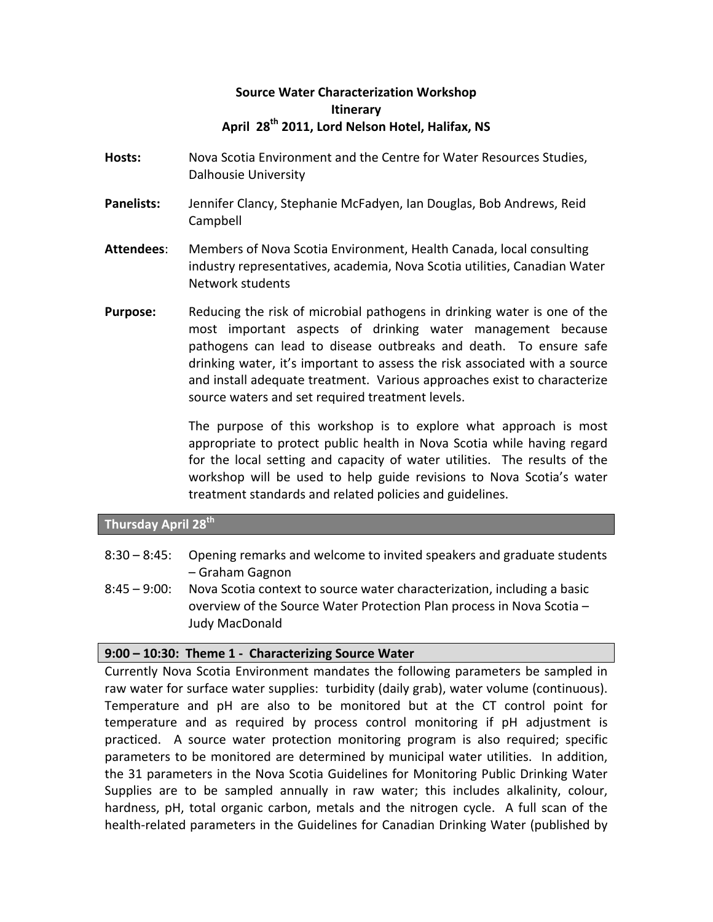# Source Water Characterization Workshop
## Itinerary
## April 28th 2011, Lord Nelson Hotel, Halifax, NS

**Hosts:** Nova Scotia Environment and the Centre for Water Resources Studies, Dalhousie University

**Panelists:** Jennifer Clancy, Stephanie McFadyen, Ian Douglas, Bob Andrews, Reid Campbell

**Attendees**: Members of Nova Scotia Environment, Health Canada, local consulting industry representatives, academia, Nova Scotia utilities, Canadian Water Network students

**Purpose:** Reducing the risk of microbial pathogens in drinking water is one of the most important aspects of drinking water management because pathogens can lead to disease outbreaks and death. To ensure safe drinking water, it's important to assess the risk associated with a source and install adequate treatment. Various approaches exist to characterize source waters and set required treatment levels.

The purpose of this workshop is to explore what approach is most appropriate to protect public health in Nova Scotia while having regard for the local setting and capacity of water utilities. The results of the workshop will be used to help guide revisions to Nova Scotia's water treatment standards and related policies and guidelines.

## Thursday April 28th

- 8:30 – 8:45: Opening remarks and welcome to invited speakers and graduate students – Graham Gagnon
- 8:45 – 9:00: Nova Scotia context to source water characterization, including a basic overview of the Source Water Protection Plan process in Nova Scotia – Judy MacDonald

### 9:00 – 10:30: Theme 1 - Characterizing Source Water

Currently Nova Scotia Environment mandates the following parameters be sampled in raw water for surface water supplies: turbidity (daily grab), water volume (continuous). Temperature and pH are also to be monitored but at the CT control point for temperature and as required by process control monitoring if pH adjustment is practiced. A source water protection monitoring program is also required; specific parameters to be monitored are determined by municipal water utilities. In addition, the 31 parameters in the Nova Scotia Guidelines for Monitoring Public Drinking Water Supplies are to be sampled annually in raw water; this includes alkalinity, colour, hardness, pH, total organic carbon, metals and the nitrogen cycle. A full scan of the health-related parameters in the Guidelines for Canadian Drinking Water (published by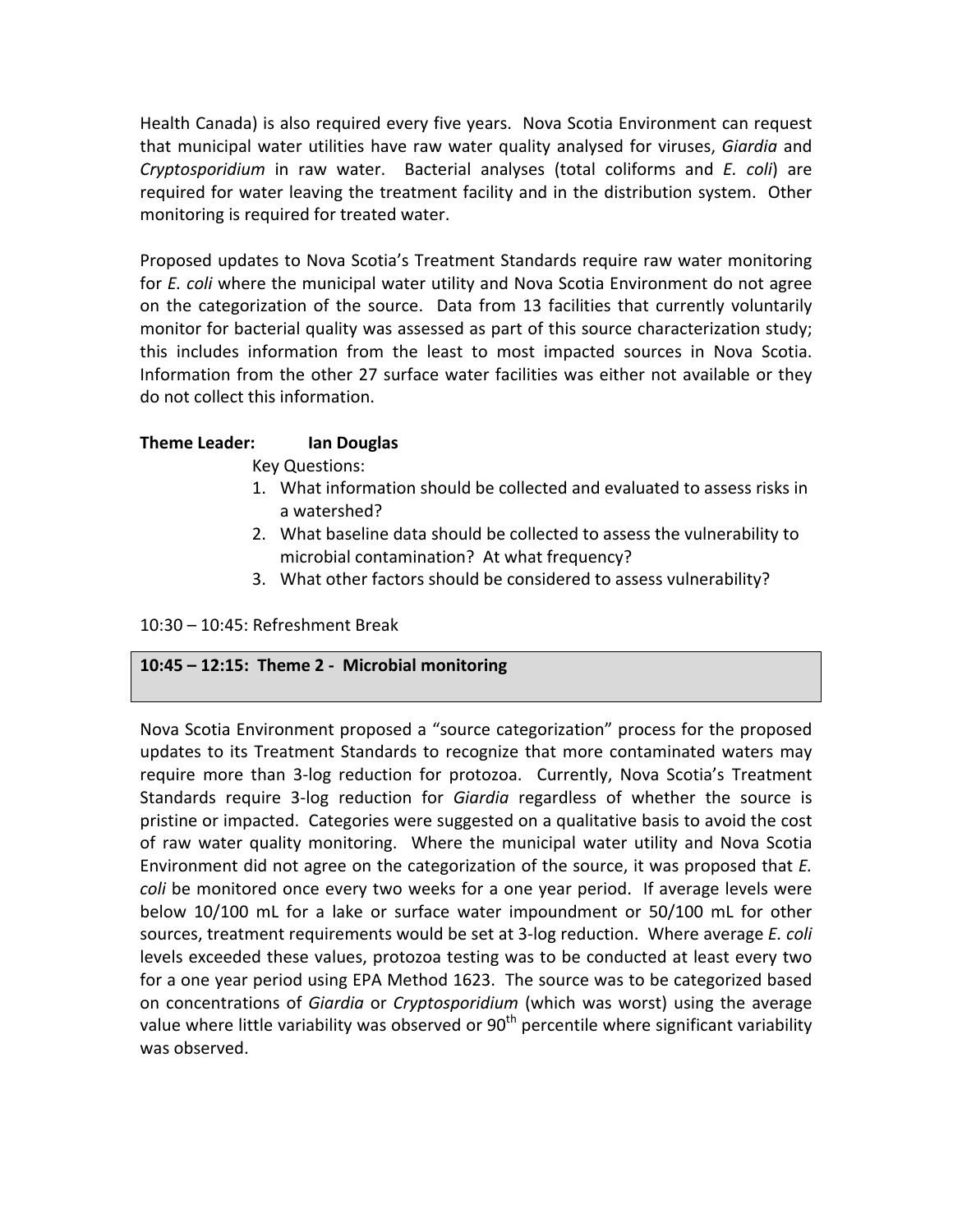Health Canada) is also required every five years. Nova Scotia Environment can request that municipal water utilities have raw water quality analysed for viruses, *Giardia* and *Cryptosporidium* in raw water. Bacterial analyses (total coliforms and *E. coli*) are required for water leaving the treatment facility and in the distribution system. Other monitoring is required for treated water.

Proposed updates to Nova Scotia's Treatment Standards require raw water monitoring for *E. coli* where the municipal water utility and Nova Scotia Environment do not agree on the categorization of the source. Data from 13 facilities that currently voluntarily monitor for bacterial quality was assessed as part of this source characterization study; this includes information from the least to most impacted sources in Nova Scotia. Information from the other 27 surface water facilities was either not available or they do not collect this information.

**Theme Leader: Ian Douglas**

Key Questions:

1. What information should be collected and evaluated to assess risks in a watershed?
2. What baseline data should be collected to assess the vulnerability to microbial contamination? At what frequency?
3. What other factors should be considered to assess vulnerability?

10:30 – 10:45: Refreshment Break

## 10:45 – 12:15: Theme 2 - Microbial monitoring

Nova Scotia Environment proposed a "source categorization" process for the proposed updates to its Treatment Standards to recognize that more contaminated waters may require more than 3-log reduction for protozoa. Currently, Nova Scotia's Treatment Standards require 3-log reduction for *Giardia* regardless of whether the source is pristine or impacted. Categories were suggested on a qualitative basis to avoid the cost of raw water quality monitoring. Where the municipal water utility and Nova Scotia Environment did not agree on the categorization of the source, it was proposed that *E. coli* be monitored once every two weeks for a one year period. If average levels were below 10/100 mL for a lake or surface water impoundment or 50/100 mL for other sources, treatment requirements would be set at 3-log reduction. Where average *E. coli* levels exceeded these values, protozoa testing was to be conducted at least every two for a one year period using EPA Method 1623. The source was to be categorized based on concentrations of *Giardia* or *Cryptosporidium* (which was worst) using the average value where little variability was observed or 90$^{th}$ percentile where significant variability was observed.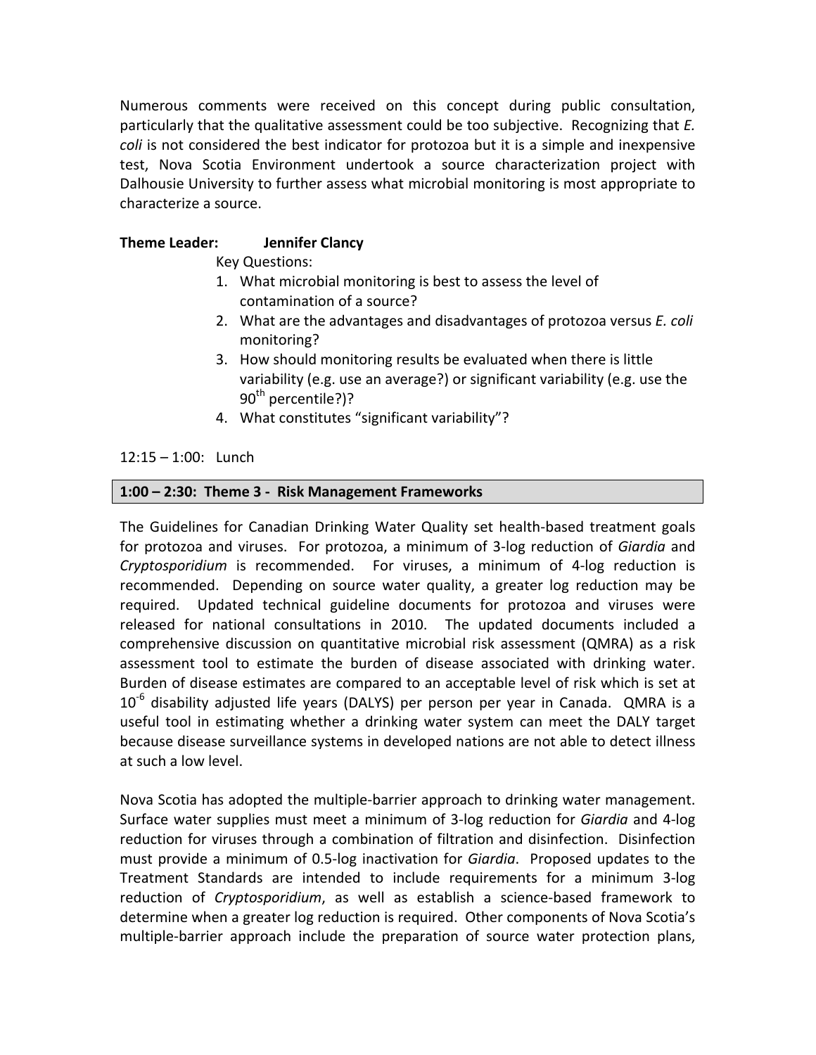Numerous comments were received on this concept during public consultation, particularly that the qualitative assessment could be too subjective. Recognizing that *E. coli* is not considered the best indicator for protozoa but it is a simple and inexpensive test, Nova Scotia Environment undertook a source characterization project with Dalhousie University to further assess what microbial monitoring is most appropriate to characterize a source.

**Theme Leader: Jennifer Clancy**

Key Questions:

1. What microbial monitoring is best to assess the level of contamination of a source?
2. What are the advantages and disadvantages of protozoa versus *E. coli* monitoring?
3. How should monitoring results be evaluated when there is little variability (e.g. use an average?) or significant variability (e.g. use the $90^{th}$ percentile?)?
4. What constitutes "significant variability"?

12:15 – 1:00: Lunch

### 1:00 – 2:30: Theme 3 - Risk Management Frameworks

The Guidelines for Canadian Drinking Water Quality set health-based treatment goals for protozoa and viruses. For protozoa, a minimum of 3-log reduction of *Giardia* and *Cryptosporidium* is recommended. For viruses, a minimum of 4-log reduction is recommended. Depending on source water quality, a greater log reduction may be required. Updated technical guideline documents for protozoa and viruses were released for national consultations in 2010. The updated documents included a comprehensive discussion on quantitative microbial risk assessment (QMRA) as a risk assessment tool to estimate the burden of disease associated with drinking water. Burden of disease estimates are compared to an acceptable level of risk which is set at $10^{-6}$ disability adjusted life years (DALYS) per person per year in Canada. QMRA is a useful tool in estimating whether a drinking water system can meet the DALY target because disease surveillance systems in developed nations are not able to detect illness at such a low level.

Nova Scotia has adopted the multiple-barrier approach to drinking water management. Surface water supplies must meet a minimum of 3-log reduction for *Giardia* and 4-log reduction for viruses through a combination of filtration and disinfection. Disinfection must provide a minimum of 0.5-log inactivation for *Giardia*. Proposed updates to the Treatment Standards are intended to include requirements for a minimum 3-log reduction of *Cryptosporidium*, as well as establish a science-based framework to determine when a greater log reduction is required. Other components of Nova Scotia's multiple-barrier approach include the preparation of source water protection plans,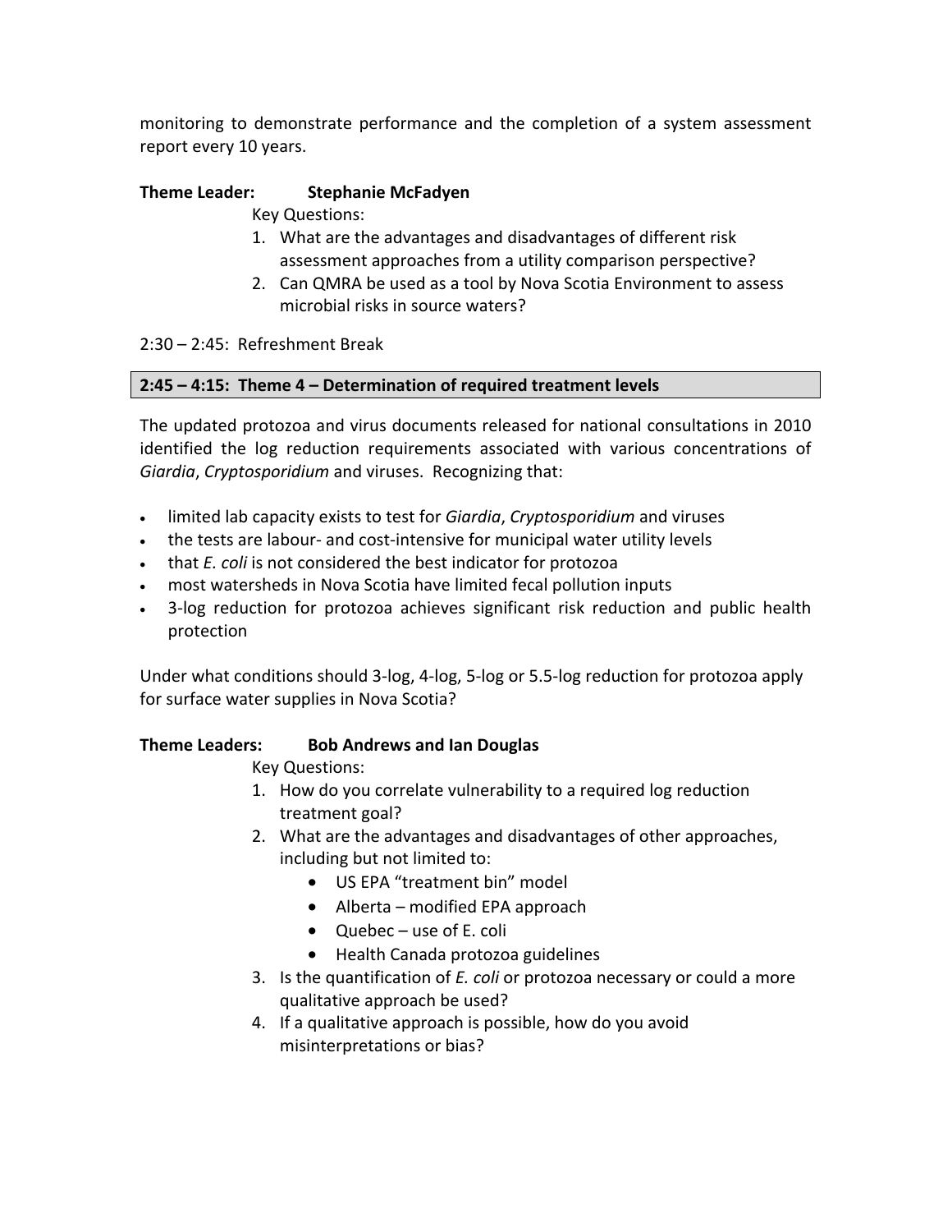monitoring to demonstrate performance and the completion of a system assessment report every 10 years.

**Theme Leader: Stephanie McFadyen**

Key Questions:

1. What are the advantages and disadvantages of different risk assessment approaches from a utility comparison perspective?
2. Can QMRA be used as a tool by Nova Scotia Environment to assess microbial risks in source waters?

2:30 – 2:45: Refreshment Break

## 2:45 – 4:15: Theme 4 – Determination of required treatment levels

The updated protozoa and virus documents released for national consultations in 2010 identified the log reduction requirements associated with various concentrations of *Giardia*, *Cryptosporidium* and viruses. Recognizing that:

- limited lab capacity exists to test for *Giardia*, *Cryptosporidium* and viruses
- the tests are labour- and cost-intensive for municipal water utility levels
- that *E. coli* is not considered the best indicator for protozoa
- most watersheds in Nova Scotia have limited fecal pollution inputs
- 3-log reduction for protozoa achieves significant risk reduction and public health protection

Under what conditions should 3-log, 4-log, 5-log or 5.5-log reduction for protozoa apply for surface water supplies in Nova Scotia?

**Theme Leaders: Bob Andrews and Ian Douglas**

Key Questions:

1. How do you correlate vulnerability to a required log reduction treatment goal?
2. What are the advantages and disadvantages of other approaches, including but not limited to:
   - US EPA "treatment bin" model
   - Alberta – modified EPA approach
   - Quebec – use of E. coli
   - Health Canada protozoa guidelines
3. Is the quantification of *E. coli* or protozoa necessary or could a more qualitative approach be used?
4. If a qualitative approach is possible, how do you avoid misinterpretations or bias?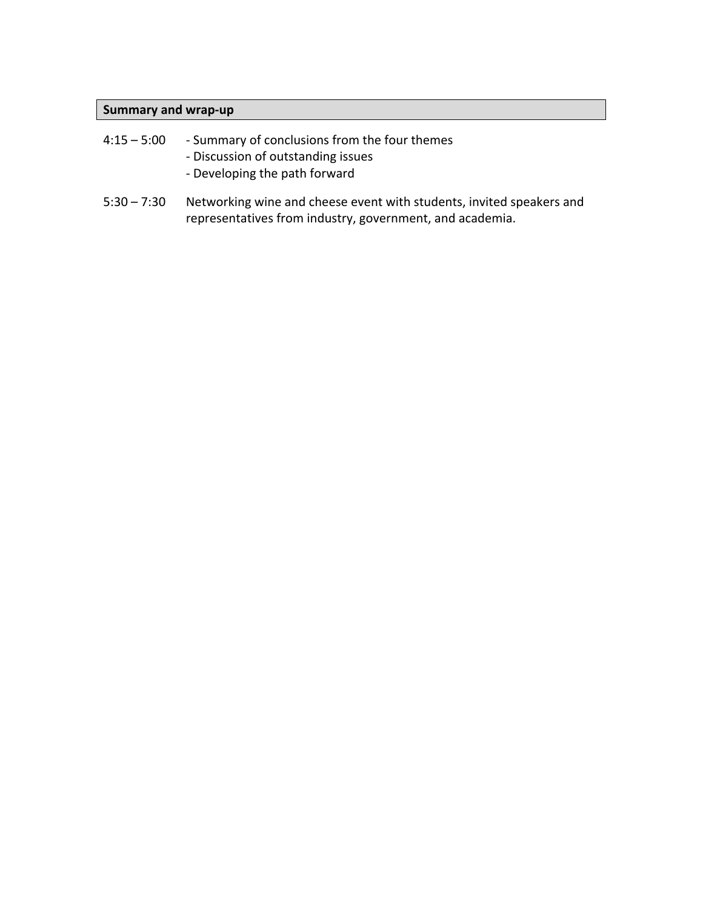## Summary and wrap-up

4:15 – 5:00
- Summary of conclusions from the four themes
- Discussion of outstanding issues
- Developing the path forward

5:30 – 7:30 Networking wine and cheese event with students, invited speakers and representatives from industry, government, and academia.